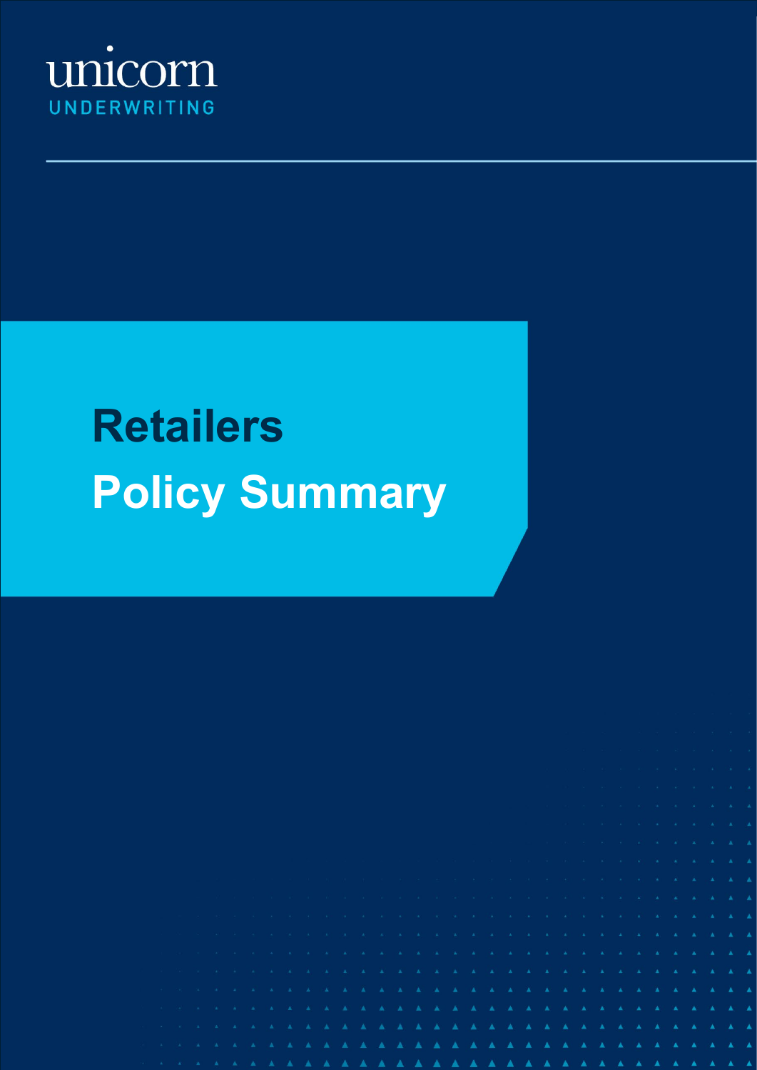unicorn

UNDERWRITING

# Retailers

# Policy Summary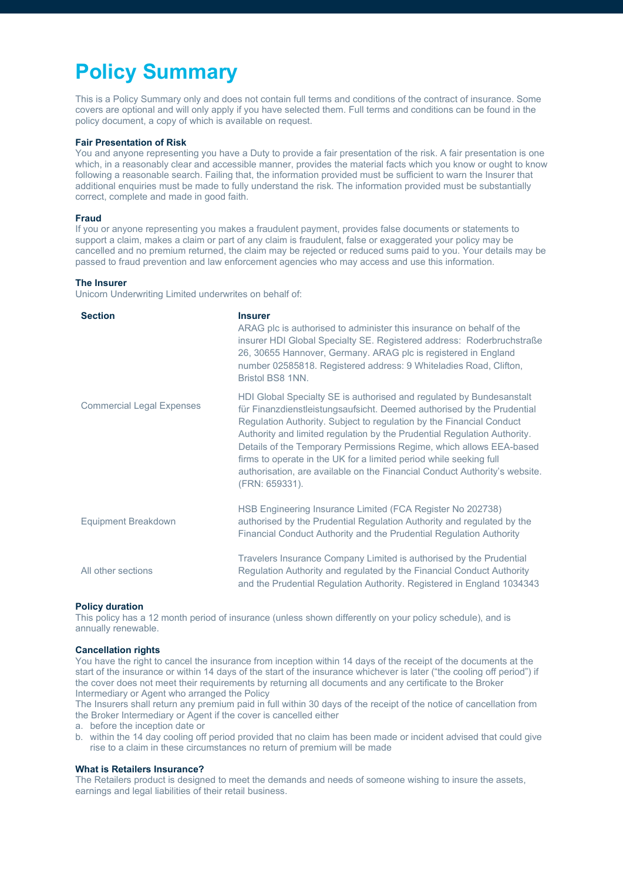# Policy Summary

This is a Policy Summary only and does not contain full terms and conditions of the contract of insurance. Some covers are optional and will only apply if you have selected them. Full terms and conditions can be found in the policy document, a copy of which is available on request.

**Fair Presentation of Risk**

You and anyone representing you have a Duty to provide a fair presentation of the risk. A fair presentation is one which, in a reasonably clear and accessible manner, provides the material facts which you know or ought to know following a reasonable search. Failing that, the information provided must be sufficient to warn the Insurer that additional enquiries must be made to fully understand the risk. The information provided must be substantially correct, complete and made in good faith.

**Fraud**

If you or anyone representing you makes a fraudulent payment, provides false documents or statements to support a claim, makes a claim or part of any claim is fraudulent, false or exaggerated your policy may be cancelled and no premium returned, the claim may be rejected or reduced sums paid to you. Your details may be passed to fraud prevention and law enforcement agencies who may access and use this information.

**The Insurer**

Unicorn Underwriting Limited underwrites on behalf of:

| Section | Insurer |
|---|---|
| Commercial Legal Expenses | ARAG plc is authorised to administer this insurance on behalf of the insurer HDI Global Specialty SE. Registered address: Roderbruchstraße 26, 30655 Hannover, Germany. ARAG plc is registered in England number 02585818. Registered address: 9 Whiteladies Road, Clifton, Bristol BS8 1NN. HDI Global Specialty SE is authorised and regulated by Bundesanstalt für Finanzdienstleistungsaufsicht. Deemed authorised by the Prudential Regulation Authority. Subject to regulation by the Financial Conduct Authority and limited regulation by the Prudential Regulation Authority. Details of the Temporary Permissions Regime, which allows EEA-based firms to operate in the UK for a limited period while seeking full authorisation, are available on the Financial Conduct Authority's website. (FRN: 659331). |
| Equipment Breakdown | HSB Engineering Insurance Limited (FCA Register No 202738) authorised by the Prudential Regulation Authority and regulated by the Financial Conduct Authority and the Prudential Regulation Authority |
| All other sections | Travelers Insurance Company Limited is authorised by the Prudential Regulation Authority and regulated by the Financial Conduct Authority and the Prudential Regulation Authority. Registered in England 1034343 |

**Policy duration**

This policy has a 12 month period of insurance (unless shown differently on your policy schedule), and is annually renewable.

**Cancellation rights**

You have the right to cancel the insurance from inception within 14 days of the receipt of the documents at the start of the insurance or within 14 days of the start of the insurance whichever is later ("the cooling off period") if the cover does not meet their requirements by returning all documents and any certificate to the Broker Intermediary or Agent who arranged the Policy

The Insurers shall return any premium paid in full within 30 days of the receipt of the notice of cancellation from the Broker Intermediary or Agent if the cover is cancelled either

a. before the inception date or
b. within the 14 day cooling off period provided that no claim has been made or incident advised that could give rise to a claim in these circumstances no return of premium will be made

**What is Retailers Insurance?**

The Retailers product is designed to meet the demands and needs of someone wishing to insure the assets, earnings and legal liabilities of their retail business.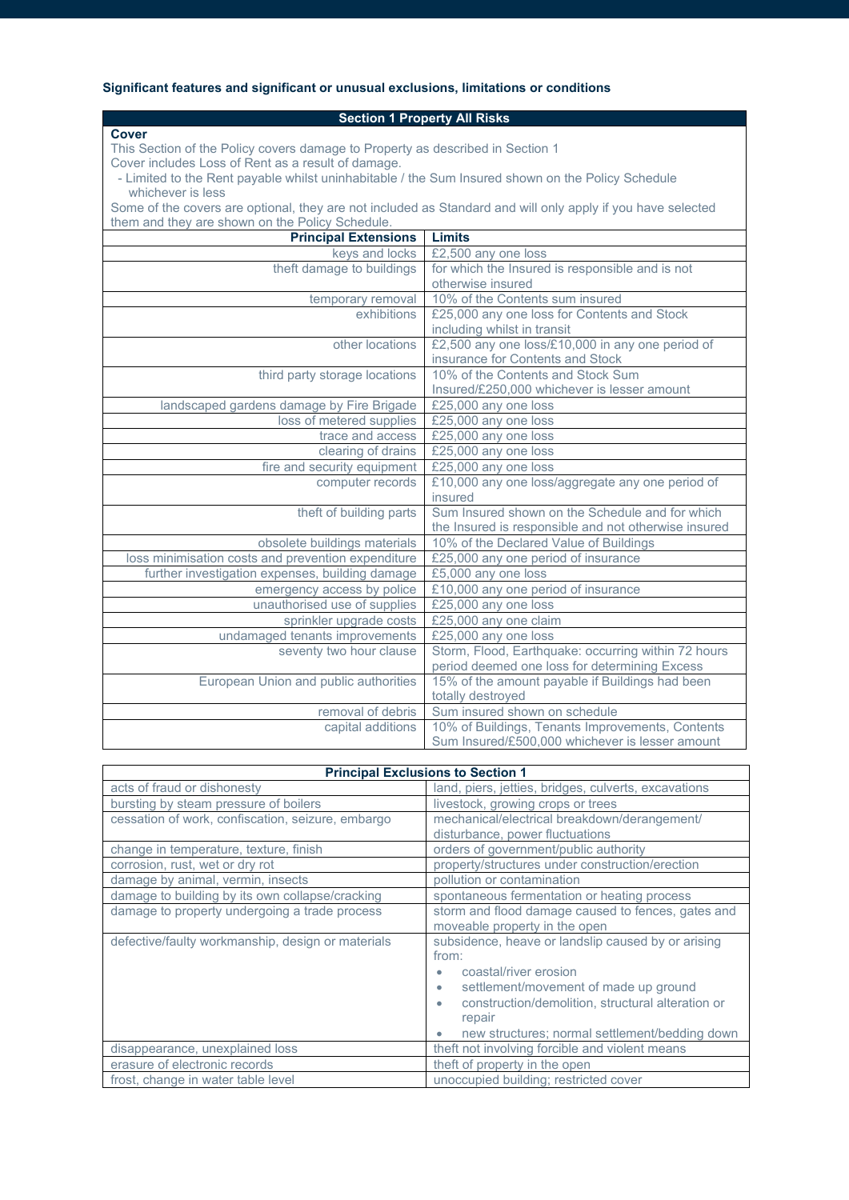**Significant features and significant or unusual exclusions, limitations or conditions**

| Section 1 Property All Risks | |
|---|---|
| **Cover**<br>This Section of the Policy covers damage to Property as described in Section 1<br>Cover includes Loss of Rent as a result of damage.<br>- Limited to the Rent payable whilst uninhabitable / the Sum Insured shown on the Policy Schedule whichever is less<br>Some of the covers are optional, they are not included as Standard and will only apply if you have selected them and they are shown on the Policy Schedule. | |
| **Principal Extensions** | **Limits** |
| keys and locks | £2,500 any one loss |
| theft damage to buildings | for which the Insured is responsible and is not otherwise insured |
| temporary removal | 10% of the Contents sum insured |
| exhibitions | £25,000 any one loss for Contents and Stock including whilst in transit |
| other locations | £2,500 any one loss/£10,000 in any one period of insurance for Contents and Stock |
| third party storage locations | 10% of the Contents and Stock Sum Insured/£250,000 whichever is lesser amount |
| landscaped gardens damage by Fire Brigade | £25,000 any one loss |
| loss of metered supplies | £25,000 any one loss |
| trace and access | £25,000 any one loss |
| clearing of drains | £25,000 any one loss |
| fire and security equipment | £25,000 any one loss |
| computer records | £10,000 any one loss/aggregate any one period of insured |
| theft of building parts | Sum Insured shown on the Schedule and for which the Insured is responsible and not otherwise insured |
| obsolete buildings materials | 10% of the Declared Value of Buildings |
| loss minimisation costs and prevention expenditure | £25,000 any one period of insurance |
| further investigation expenses, building damage | £5,000 any one loss |
| emergency access by police | £10,000 any one period of insurance |
| unauthorised use of supplies | £25,000 any one loss |
| sprinkler upgrade costs | £25,000 any one claim |
| undamaged tenants improvements | £25,000 any one loss |
| seventy two hour clause | Storm, Flood, Earthquake: occurring within 72 hours period deemed one loss for determining Excess |
| European Union and public authorities | 15% of the amount payable if Buildings had been totally destroyed |
| removal of debris | Sum insured shown on schedule |
| capital additions | 10% of Buildings, Tenants Improvements, Contents Sum Insured/£500,000 whichever is lesser amount |

| Principal Exclusions to Section 1 | |
|---|---|
| acts of fraud or dishonesty | land, piers, jetties, bridges, culverts, excavations |
| bursting by steam pressure of boilers | livestock, growing crops or trees |
| cessation of work, confiscation, seizure, embargo | mechanical/electrical breakdown/derangement/ disturbance, power fluctuations |
| change in temperature, texture, finish | orders of government/public authority |
| corrosion, rust, wet or dry rot | property/structures under construction/erection |
| damage by animal, vermin, insects | pollution or contamination |
| damage to building by its own collapse/cracking | spontaneous fermentation or heating process |
| damage to property undergoing a trade process | storm and flood damage caused to fences, gates and moveable property in the open |
| defective/faulty workmanship, design or materials | subsidence, heave or landslip caused by or arising from:<br>• coastal/river erosion<br>• settlement/movement of made up ground<br>• construction/demolition, structural alteration or repair<br>• new structures; normal settlement/bedding down |
| disappearance, unexplained loss | theft not involving forcible and violent means |
| erasure of electronic records | theft of property in the open |
| frost, change in water table level | unoccupied building; restricted cover |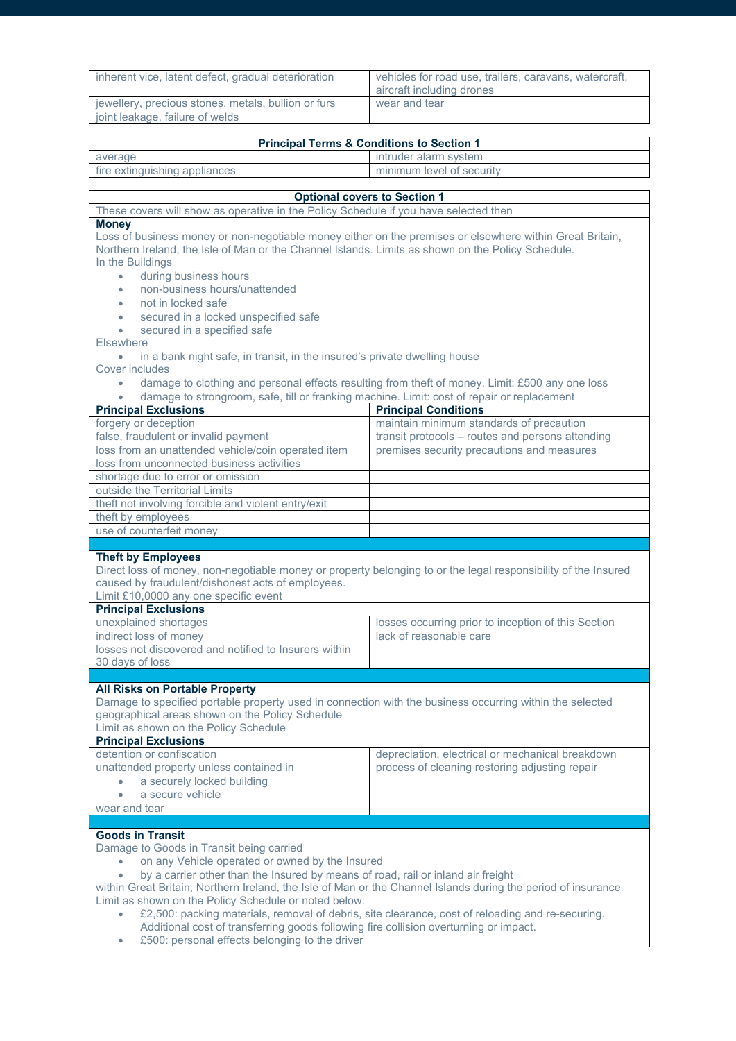| | |
|---|---|
| inherent vice, latent defect, gradual deterioration | vehicles for road use, trailers, caravans, watercraft, aircraft including drones |
| jewellery, precious stones, metals, bullion or furs | wear and tear |
| joint leakage, failure of welds | |

| Principal Terms & Conditions to Section 1 | |
|---|---|
| average | intruder alarm system |
| fire extinguishing appliances | minimum level of security |

## Optional covers to Section 1

These covers will show as operative in the Policy Schedule if you have selected then

### Money

Loss of business money or non-negotiable money either on the premises or elsewhere within Great Britain, Northern Ireland, the Isle of Man or the Channel Islands. Limits as shown on the Policy Schedule.

In the Buildings

- during business hours
- non-business hours/unattended
- not in locked safe
- secured in a locked unspecified safe
- secured in a specified safe

Elsewhere

- in a bank night safe, in transit, in the insured's private dwelling house

Cover includes

- damage to clothing and personal effects resulting from theft of money. Limit: £500 any one loss
- damage to strongroom, safe, till or franking machine. Limit: cost of repair or replacement

| Principal Exclusions | Principal Conditions |
|---|---|
| forgery or deception | maintain minimum standards of precaution |
| false, fraudulent or invalid payment | transit protocols – routes and persons attending |
| loss from an unattended vehicle/coin operated item | premises security precautions and measures |
| loss from unconnected business activities | |
| shortage due to error or omission | |
| outside the Territorial Limits | |
| theft not involving forcible and violent entry/exit | |
| theft by employees | |
| use of counterfeit money | |

### Theft by Employees

Direct loss of money, non-negotiable money or property belonging to or the legal responsibility of the Insured caused by fraudulent/dishonest acts of employees.

Limit £10,0000 any one specific event

| Principal Exclusions | |
|---|---|
| unexplained shortages | losses occurring prior to inception of this Section |
| indirect loss of money | lack of reasonable care |
| losses not discovered and notified to Insurers within 30 days of loss | |

### All Risks on Portable Property

Damage to specified portable property used in connection with the business occurring within the selected geographical areas shown on the Policy Schedule

Limit as shown on the Policy Schedule

| Principal Exclusions | |
|---|---|
| detention or confiscation | depreciation, electrical or mechanical breakdown |
| unattended property unless contained in<br>• a securely locked building<br>• a secure vehicle | process of cleaning restoring adjusting repair |
| wear and tear | |

### Goods in Transit

Damage to Goods in Transit being carried

- on any Vehicle operated or owned by the Insured
- by a carrier other than the Insured by means of road, rail or inland air freight

within Great Britain, Northern Ireland, the Isle of Man or the Channel Islands during the period of insurance

Limit as shown on the Policy Schedule or noted below:

- £2,500: packing materials, removal of debris, site clearance, cost of reloading and re-securing. Additional cost of transferring goods following fire collision overturning or impact.
- £500: personal effects belonging to the driver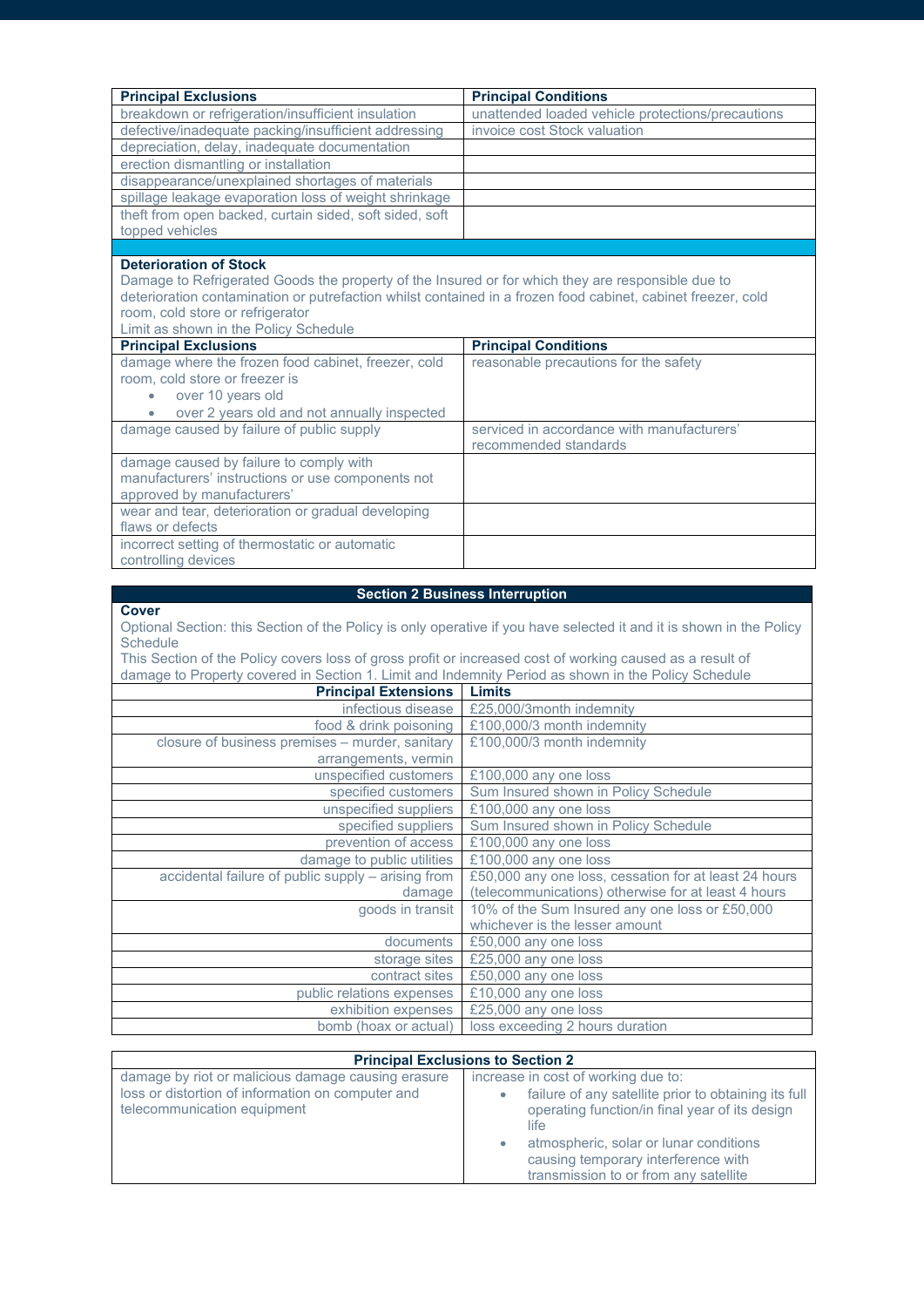| Principal Exclusions | Principal Conditions |
|---|---|
| breakdown or refrigeration/insufficient insulation | unattended loaded vehicle protections/precautions |
| defective/inadequate packing/insufficient addressing | invoice cost Stock valuation |
| depreciation, delay, inadequate documentation | |
| erection dismantling or installation | |
| disappearance/unexplained shortages of materials | |
| spillage leakage evaporation loss of weight shrinkage | |
| theft from open backed, curtain sided, soft sided, soft topped vehicles | |

**Deterioration of Stock**

Damage to Refrigerated Goods the property of the Insured or for which they are responsible due to deterioration contamination or putrefaction whilst contained in a frozen food cabinet, cabinet freezer, cold room, cold store or refrigerator

Limit as shown in the Policy Schedule

| Principal Exclusions | Principal Conditions |
|---|---|
| damage where the frozen food cabinet, freezer, cold room, cold store or freezer is<br>• over 10 years old<br>• over 2 years old and not annually inspected | reasonable precautions for the safety |
| damage caused by failure of public supply | serviced in accordance with manufacturers' recommended standards |
| damage caused by failure to comply with manufacturers' instructions or use components not approved by manufacturers' | |
| wear and tear, deterioration or gradual developing flaws or defects | |
| incorrect setting of thermostatic or automatic controlling devices | |

## Section 2 Business Interruption

**Cover**

Optional Section: this Section of the Policy is only operative if you have selected it and it is shown in the Policy Schedule

This Section of the Policy covers loss of gross profit or increased cost of working caused as a result of damage to Property covered in Section 1. Limit and Indemnity Period as shown in the Policy Schedule

| Principal Extensions | Limits |
|---|---|
| infectious disease | £25,000/3month indemnity |
| food & drink poisoning | £100,000/3 month indemnity |
| closure of business premises – murder, sanitary arrangements, vermin | £100,000/3 month indemnity |
| unspecified customers | £100,000 any one loss |
| specified customers | Sum Insured shown in Policy Schedule |
| unspecified suppliers | £100,000 any one loss |
| specified suppliers | Sum Insured shown in Policy Schedule |
| prevention of access | £100,000 any one loss |
| damage to public utilities | £100,000 any one loss |
| accidental failure of public supply – arising from damage | £50,000 any one loss, cessation for at least 24 hours (telecommunications) otherwise for at least 4 hours |
| goods in transit | 10% of the Sum Insured any one loss or £50,000 whichever is the lesser amount |
| documents | £50,000 any one loss |
| storage sites | £25,000 any one loss |
| contract sites | £50,000 any one loss |
| public relations expenses | £10,000 any one loss |
| exhibition expenses | £25,000 any one loss |
| bomb (hoax or actual) | loss exceeding 2 hours duration |

| Principal Exclusions to Section 2 | |
|---|---|
| damage by riot or malicious damage causing erasure loss or distortion of information on computer and telecommunication equipment | increase in cost of working due to:<br>• failure of any satellite prior to obtaining its full operating function/in final year of its design life<br>• atmospheric, solar or lunar conditions causing temporary interference with transmission to or from any satellite |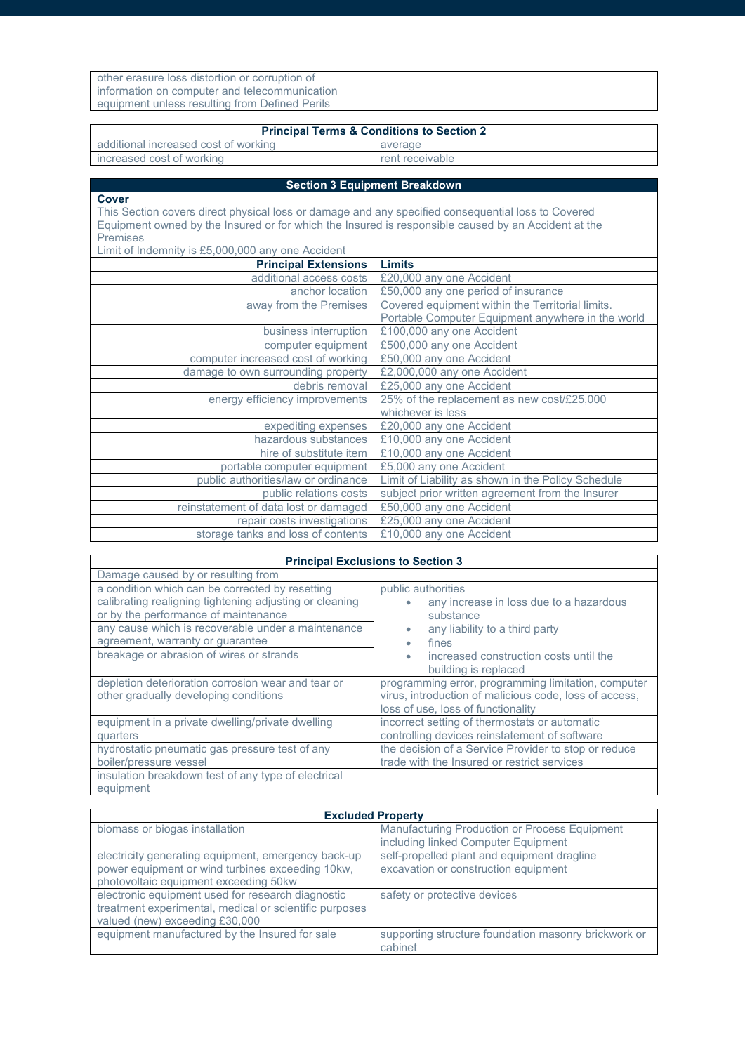| other erasure loss distortion or corruption of information on computer and telecommunication equipment unless resulting from Defined Perils | |
|---|---|

| Principal Terms & Conditions to Section 2 | |
|---|---|
| additional increased cost of working | average |
| increased cost of working | rent receivable |

## Section 3 Equipment Breakdown

**Cover**

This Section covers direct physical loss or damage and any specified consequential loss to Covered Equipment owned by the Insured or for which the Insured is responsible caused by an Accident at the Premises

Limit of Indemnity is £5,000,000 any one Accident

| Principal Extensions | Limits |
|---|---|
| additional access costs | £20,000 any one Accident |
| anchor location | £50,000 any one period of insurance |
| away from the Premises | Covered equipment within the Territorial limits. Portable Computer Equipment anywhere in the world |
| business interruption | £100,000 any one Accident |
| computer equipment | £500,000 any one Accident |
| computer increased cost of working | £50,000 any one Accident |
| damage to own surrounding property | £2,000,000 any one Accident |
| debris removal | £25,000 any one Accident |
| energy efficiency improvements | 25% of the replacement as new cost/£25,000 whichever is less |
| expediting expenses | £20,000 any one Accident |
| hazardous substances | £10,000 any one Accident |
| hire of substitute item | £10,000 any one Accident |
| portable computer equipment | £5,000 any one Accident |
| public authorities/law or ordinance | Limit of Liability as shown in the Policy Schedule |
| public relations costs | subject prior written agreement from the Insurer |
| reinstatement of data lost or damaged | £50,000 any one Accident |
| repair costs investigations | £25,000 any one Accident |
| storage tanks and loss of contents | £10,000 any one Accident |

| Principal Exclusions to Section 3 | |
|---|---|
| Damage caused by or resulting from | |
| a condition which can be corrected by resetting calibrating realigning tightening adjusting or cleaning or by the performance of maintenance<br>any cause which is recoverable under a maintenance agreement, warranty or guarantee<br>breakage or abrasion of wires or strands | public authorities<br>• any increase in loss due to a hazardous substance<br>• any liability to a third party<br>• fines<br>• increased construction costs until the building is replaced |
| depletion deterioration corrosion wear and tear or other gradually developing conditions | programming error, programming limitation, computer virus, introduction of malicious code, loss of access, loss of use, loss of functionality |
| equipment in a private dwelling/private dwelling quarters | incorrect setting of thermostats or automatic controlling devices reinstatement of software |
| hydrostatic pneumatic gas pressure test of any boiler/pressure vessel | the decision of a Service Provider to stop or reduce trade with the Insured or restrict services |
| insulation breakdown test of any type of electrical equipment | |

| Excluded Property | |
|---|---|
| biomass or biogas installation | Manufacturing Production or Process Equipment including linked Computer Equipment |
| electricity generating equipment, emergency back-up power equipment or wind turbines exceeding 10kw, photovoltaic equipment exceeding 50kw | self-propelled plant and equipment dragline excavation or construction equipment |
| electronic equipment used for research diagnostic treatment experimental, medical or scientific purposes valued (new) exceeding £30,000 | safety or protective devices |
| equipment manufactured by the Insured for sale | supporting structure foundation masonry brickwork or cabinet |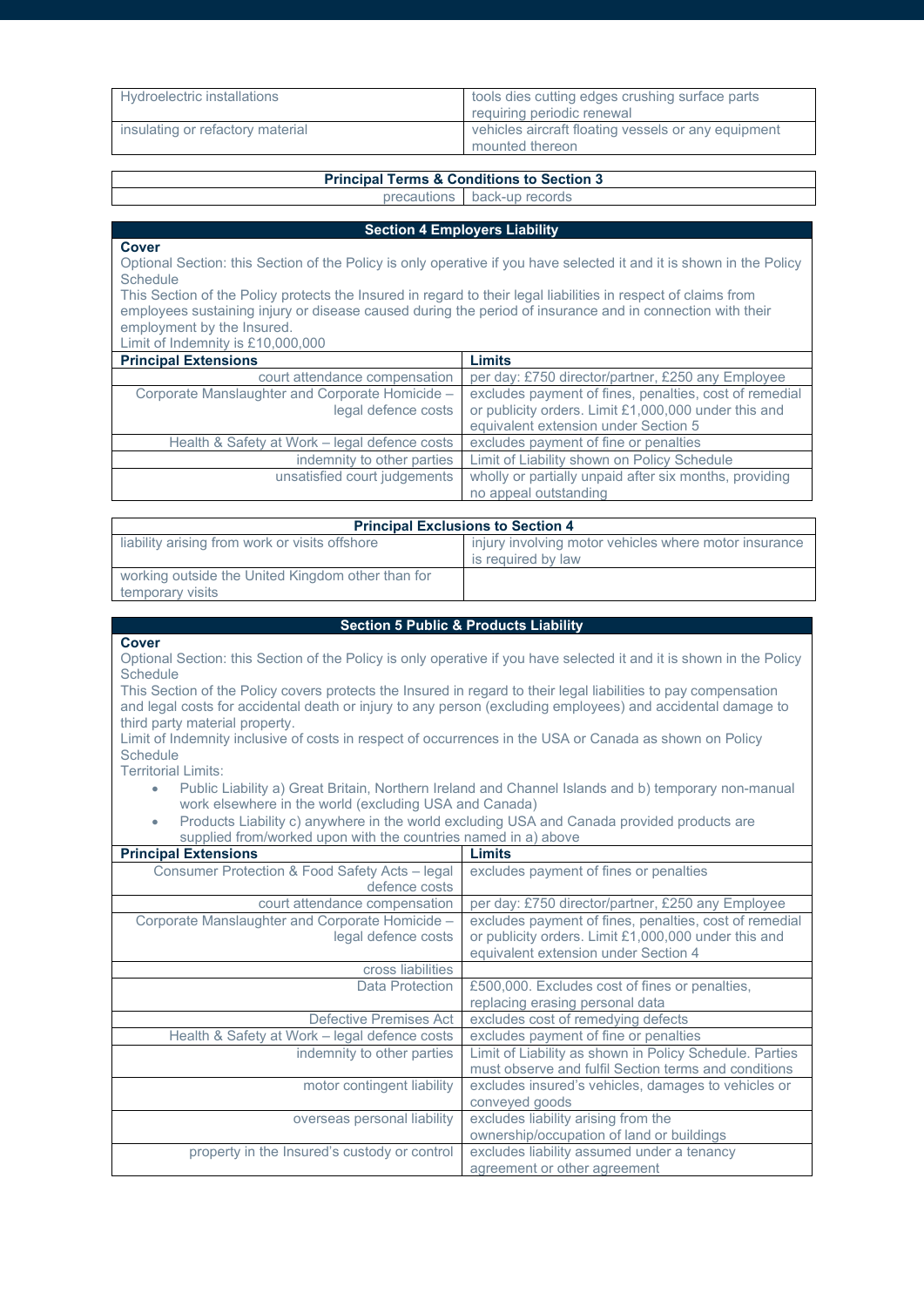| | |
|---|---|
| Hydroelectric installations | tools dies cutting edges crushing surface parts requiring periodic renewal |
| insulating or refactory material | vehicles aircraft floating vessels or any equipment mounted thereon |

| Principal Terms & Conditions to Section 3 | |
|---|---|
| precautions | back-up records |

## Section 4 Employers Liability

**Cover**

Optional Section: this Section of the Policy is only operative if you have selected it and it is shown in the Policy Schedule

This Section of the Policy protects the Insured in regard to their legal liabilities in respect of claims from employees sustaining injury or disease caused during the period of insurance and in connection with their employment by the Insured.

Limit of Indemnity is £10,000,000

| Principal Extensions | Limits |
|---|---|
| court attendance compensation | per day: £750 director/partner, £250 any Employee |
| Corporate Manslaughter and Corporate Homicide – legal defence costs | excludes payment of fines, penalties, cost of remedial or publicity orders. Limit £1,000,000 under this and equivalent extension under Section 5 |
| Health & Safety at Work – legal defence costs | excludes payment of fine or penalties |
| indemnity to other parties | Limit of Liability shown on Policy Schedule |
| unsatisfied court judgements | wholly or partially unpaid after six months, providing no appeal outstanding |

| Principal Exclusions to Section 4 | |
|---|---|
| liability arising from work or visits offshore | injury involving motor vehicles where motor insurance is required by law |
| working outside the United Kingdom other than for temporary visits | |

## Section 5 Public & Products Liability

**Cover**

Optional Section: this Section of the Policy is only operative if you have selected it and it is shown in the Policy Schedule

This Section of the Policy covers protects the Insured in regard to their legal liabilities to pay compensation and legal costs for accidental death or injury to any person (excluding employees) and accidental damage to third party material property.

Limit of Indemnity inclusive of costs in respect of occurrences in the USA or Canada as shown on Policy Schedule

Territorial Limits:

- Public Liability a) Great Britain, Northern Ireland and Channel Islands and b) temporary non-manual work elsewhere in the world (excluding USA and Canada)
- Products Liability c) anywhere in the world excluding USA and Canada provided products are supplied from/worked upon with the countries named in a) above

| Principal Extensions | Limits |
|---|---|
| Consumer Protection & Food Safety Acts – legal defence costs | excludes payment of fines or penalties |
| court attendance compensation | per day: £750 director/partner, £250 any Employee |
| Corporate Manslaughter and Corporate Homicide – legal defence costs | excludes payment of fines, penalties, cost of remedial or publicity orders. Limit £1,000,000 under this and equivalent extension under Section 4 |
| cross liabilities | |
| Data Protection | £500,000. Excludes cost of fines or penalties, replacing erasing personal data |
| Defective Premises Act | excludes cost of remedying defects |
| Health & Safety at Work – legal defence costs | excludes payment of fine or penalties |
| indemnity to other parties | Limit of Liability as shown in Policy Schedule. Parties must observe and fulfil Section terms and conditions |
| motor contingent liability | excludes insured's vehicles, damages to vehicles or conveyed goods |
| overseas personal liability | excludes liability arising from the ownership/occupation of land or buildings |
| property in the Insured's custody or control | excludes liability assumed under a tenancy agreement or other agreement |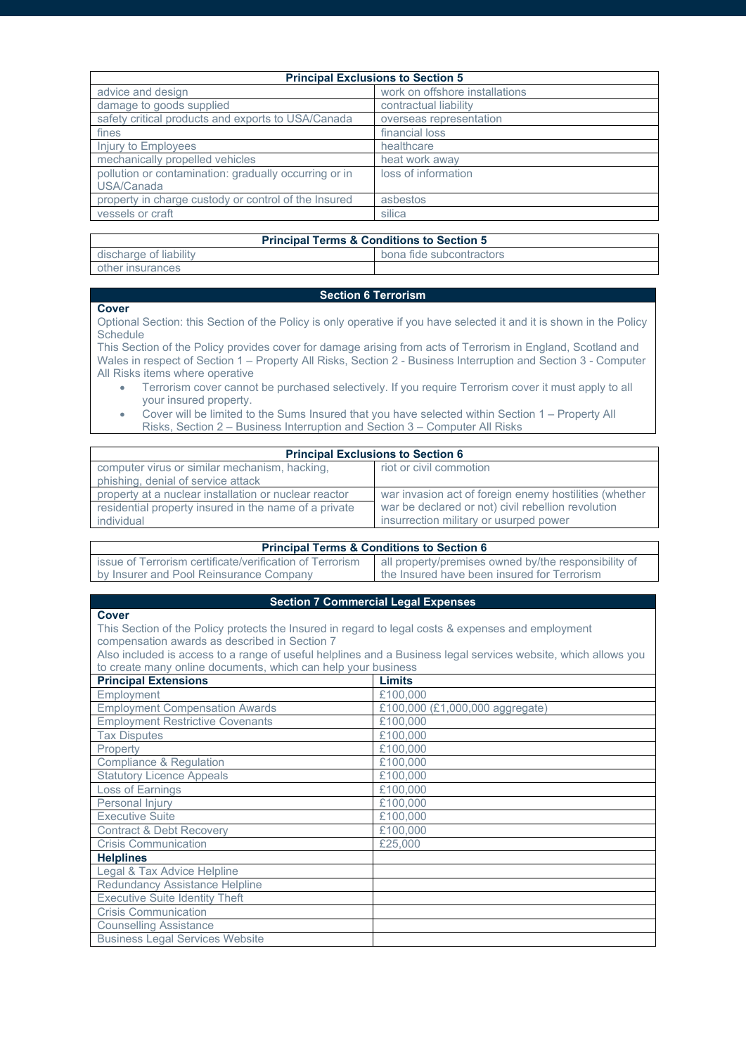| Principal Exclusions to Section 5 | |
|---|---|
| advice and design | work on offshore installations |
| damage to goods supplied | contractual liability |
| safety critical products and exports to USA/Canada | overseas representation |
| fines | financial loss |
| Injury to Employees | healthcare |
| mechanically propelled vehicles | heat work away |
| pollution or contamination: gradually occurring or in USA/Canada | loss of information |
| property in charge custody or control of the Insured | asbestos |
| vessels or craft | silica |

| Principal Terms & Conditions to Section 5 | |
|---|---|
| discharge of liability | bona fide subcontractors |
| other insurances | |

## Section 6 Terrorism

**Cover**

Optional Section: this Section of the Policy is only operative if you have selected it and it is shown in the Policy Schedule

This Section of the Policy provides cover for damage arising from acts of Terrorism in England, Scotland and Wales in respect of Section 1 – Property All Risks, Section 2 - Business Interruption and Section 3 - Computer All Risks items where operative

- Terrorism cover cannot be purchased selectively. If you require Terrorism cover it must apply to all your insured property.
- Cover will be limited to the Sums Insured that you have selected within Section 1 – Property All Risks, Section 2 – Business Interruption and Section 3 – Computer All Risks

| Principal Exclusions to Section 6 | |
|---|---|
| computer virus or similar mechanism, hacking, phishing, denial of service attack | riot or civil commotion |
| property at a nuclear installation or nuclear reactor | war invasion act of foreign enemy hostilities (whether war be declared or not) civil rebellion revolution insurrection military or usurped power |
| residential property insured in the name of a private individual | |

| Principal Terms & Conditions to Section 6 | |
|---|---|
| issue of Terrorism certificate/verification of Terrorism by Insurer and Pool Reinsurance Company | all property/premises owned by/the responsibility of the Insured have been insured for Terrorism |

## Section 7 Commercial Legal Expenses

**Cover**

This Section of the Policy protects the Insured in regard to legal costs & expenses and employment compensation awards as described in Section 7

Also included is access to a range of useful helplines and a Business legal services website, which allows you to create many online documents, which can help your business

| **Principal Extensions** | **Limits** |
|---|---|
| Employment | £100,000 |
| Employment Compensation Awards | £100,000 (£1,000,000 aggregate) |
| Employment Restrictive Covenants | £100,000 |
| Tax Disputes | £100,000 |
| Property | £100,000 |
| Compliance & Regulation | £100,000 |
| Statutory Licence Appeals | £100,000 |
| Loss of Earnings | £100,000 |
| Personal Injury | £100,000 |
| Executive Suite | £100,000 |
| Contract & Debt Recovery | £100,000 |
| Crisis Communication | £25,000 |
| **Helplines** | |
| Legal & Tax Advice Helpline | |
| Redundancy Assistance Helpline | |
| Executive Suite Identity Theft | |
| Crisis Communication | |
| Counselling Assistance | |
| Business Legal Services Website | |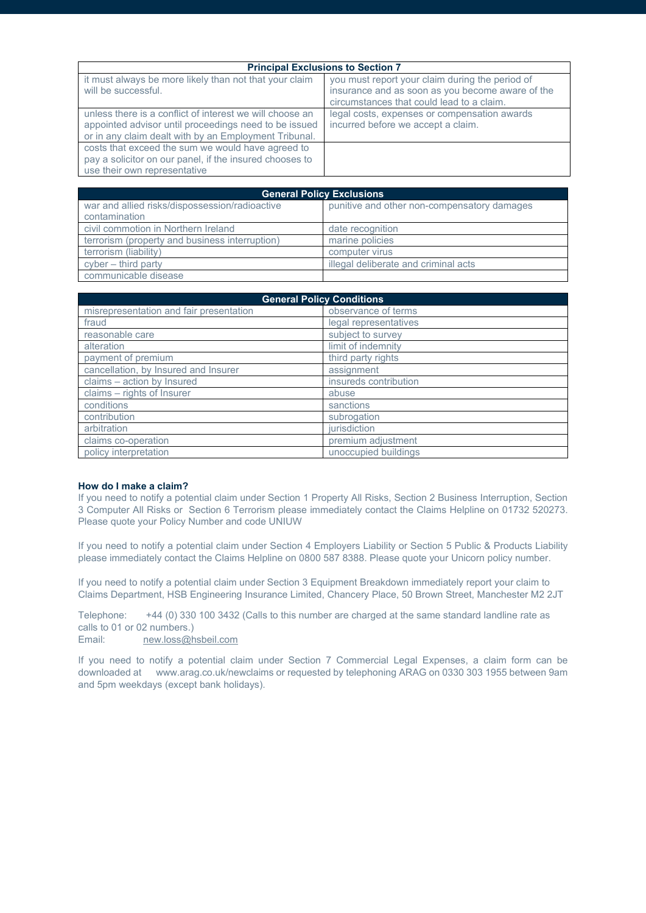| Principal Exclusions to Section 7 | |
|---|---|
| it must always be more likely than not that your claim will be successful. | you must report your claim during the period of insurance and as soon as you become aware of the circumstances that could lead to a claim. |
| unless there is a conflict of interest we will choose an appointed advisor until proceedings need to be issued or in any claim dealt with by an Employment Tribunal. | legal costs, expenses or compensation awards incurred before we accept a claim. |
| costs that exceed the sum we would have agreed to pay a solicitor on our panel, if the insured chooses to use their own representative | |

| General Policy Exclusions | |
|---|---|
| war and allied risks/dispossession/radioactive contamination | punitive and other non-compensatory damages |
| civil commotion in Northern Ireland | date recognition |
| terrorism (property and business interruption) | marine policies |
| terrorism (liability) | computer virus |
| cyber – third party | illegal deliberate and criminal acts |
| communicable disease | |

| General Policy Conditions | |
|---|---|
| misrepresentation and fair presentation | observance of terms |
| fraud | legal representatives |
| reasonable care | subject to survey |
| alteration | limit of indemnity |
| payment of premium | third party rights |
| cancellation, by Insured and Insurer | assignment |
| claims – action by Insured | insureds contribution |
| claims – rights of Insurer | abuse |
| conditions | sanctions |
| contribution | subrogation |
| arbitration | jurisdiction |
| claims co-operation | premium adjustment |
| policy interpretation | unoccupied buildings |

**How do I make a claim?**

If you need to notify a potential claim under Section 1 Property All Risks, Section 2 Business Interruption, Section 3 Computer All Risks or Section 6 Terrorism please immediately contact the Claims Helpline on 01732 520273. Please quote your Policy Number and code UNIUW

If you need to notify a potential claim under Section 4 Employers Liability or Section 5 Public & Products Liability please immediately contact the Claims Helpline on 0800 587 8388. Please quote your Unicorn policy number.

If you need to notify a potential claim under Section 3 Equipment Breakdown immediately report your claim to Claims Department, HSB Engineering Insurance Limited, Chancery Place, 50 Brown Street, Manchester M2 2JT

Telephone: +44 (0) 330 100 3432 (Calls to this number are charged at the same standard landline rate as calls to 01 or 02 numbers.)
Email: new.loss@hsbeil.com

If you need to notify a potential claim under Section 7 Commercial Legal Expenses, a claim form can be downloaded at www.arag.co.uk/newclaims or requested by telephoning ARAG on 0330 303 1955 between 9am and 5pm weekdays (except bank holidays).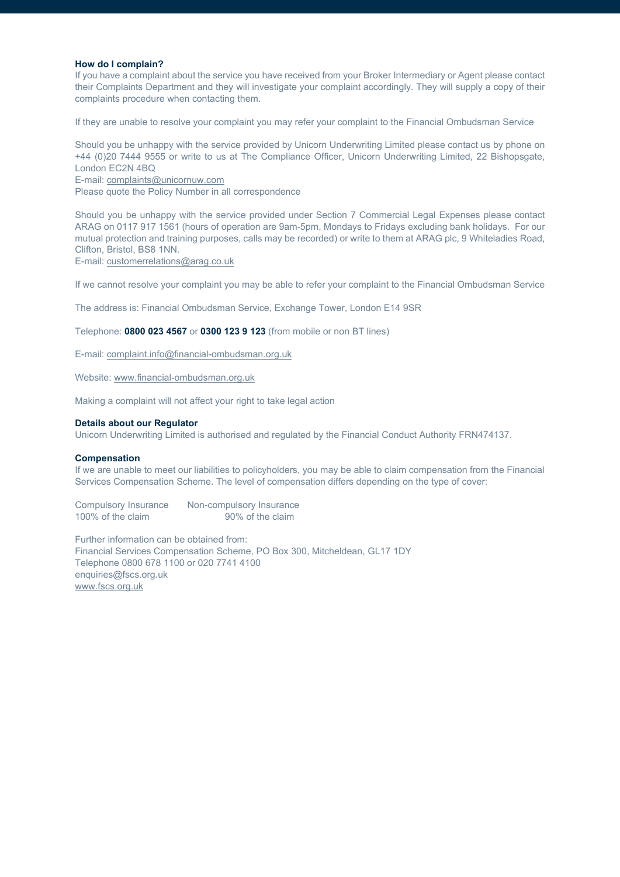### How do I complain?

If you have a complaint about the service you have received from your Broker Intermediary or Agent please contact their Complaints Department and they will investigate your complaint accordingly. They will supply a copy of their complaints procedure when contacting them.

If they are unable to resolve your complaint you may refer your complaint to the Financial Ombudsman Service

Should you be unhappy with the service provided by Unicorn Underwriting Limited please contact us by phone on +44 (0)20 7444 9555 or write to us at The Compliance Officer, Unicorn Underwriting Limited, 22 Bishopsgate, London EC2N 4BQ
E-mail: complaints@unicornuw.com
Please quote the Policy Number in all correspondence

Should you be unhappy with the service provided under Section 7 Commercial Legal Expenses please contact ARAG on 0117 917 1561 (hours of operation are 9am-5pm, Mondays to Fridays excluding bank holidays. For our mutual protection and training purposes, calls may be recorded) or write to them at ARAG plc, 9 Whiteladies Road, Clifton, Bristol, BS8 1NN.
E-mail: customerrelations@arag.co.uk

If we cannot resolve your complaint you may be able to refer your complaint to the Financial Ombudsman Service

The address is: Financial Ombudsman Service, Exchange Tower, London E14 9SR

Telephone: **0800 023 4567** or **0300 123 9 123** (from mobile or non BT lines)

E-mail: complaint.info@financial-ombudsman.org.uk

Website: www.financial-ombudsman.org.uk

Making a complaint will not affect your right to take legal action

### Details about our Regulator

Unicorn Underwriting Limited is authorised and regulated by the Financial Conduct Authority FRN474137.

### Compensation

If we are unable to meet our liabilities to policyholders, you may be able to claim compensation from the Financial Services Compensation Scheme. The level of compensation differs depending on the type of cover:

| Compulsory Insurance | Non-compulsory Insurance |
|---|---|
| 100% of the claim | 90% of the claim |

Further information can be obtained from:
Financial Services Compensation Scheme, PO Box 300, Mitcheldean, GL17 1DY
Telephone 0800 678 1100 or 020 7741 4100
enquiries@fscs.org.uk
www.fscs.org.uk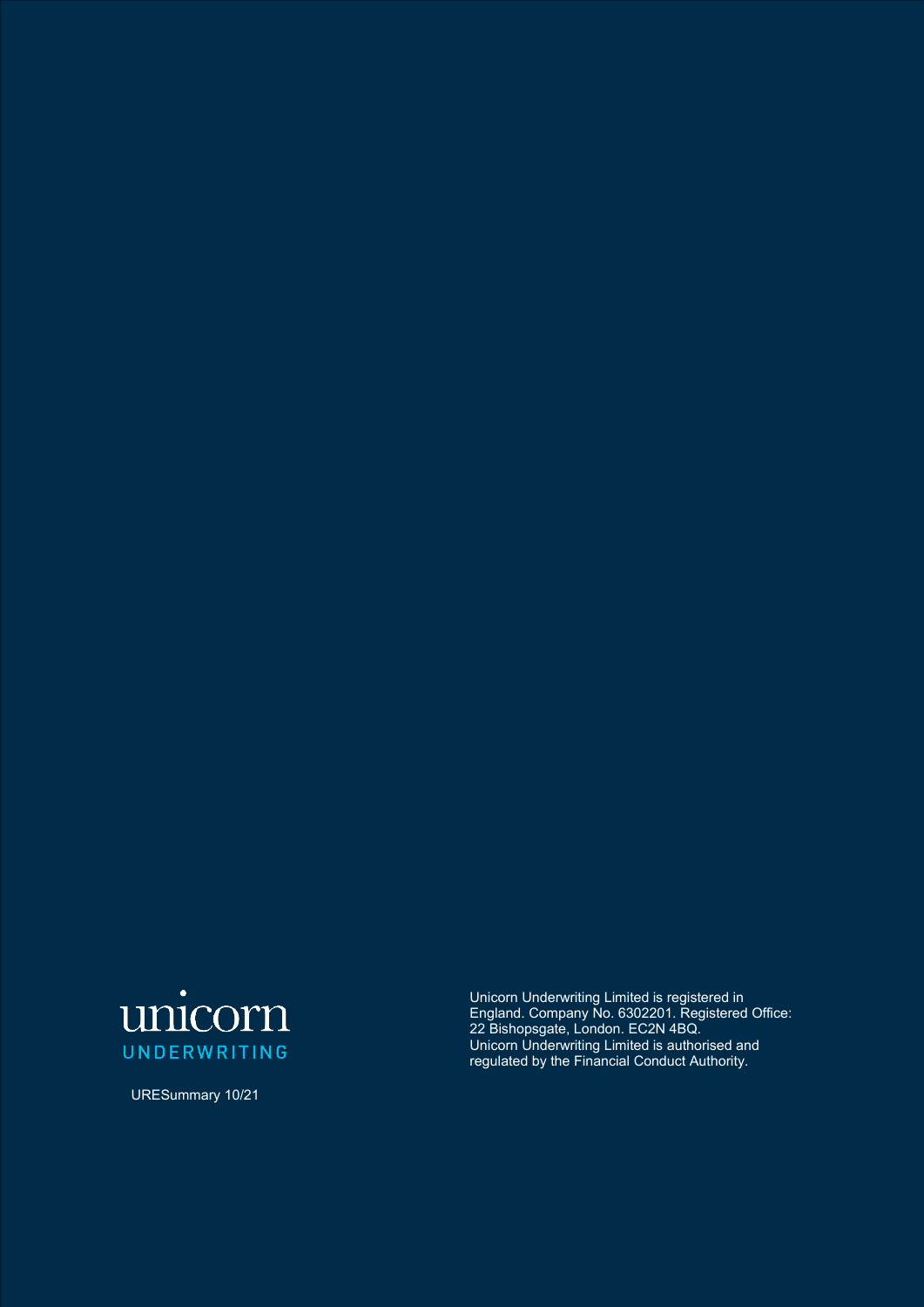unicorn
UNDERWRITING

URESummary 10/21

Unicorn Underwriting Limited is registered in England. Company No. 6302201. Registered Office: 22 Bishopsgate, London. EC2N 4BQ.
Unicorn Underwriting Limited is authorised and regulated by the Financial Conduct Authority.